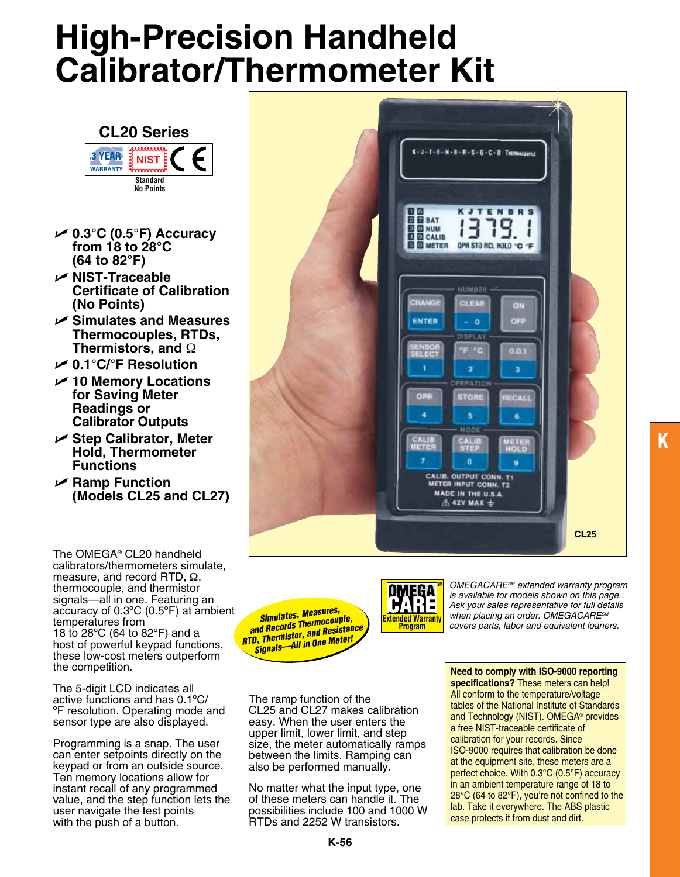# High-Precision Handheld Calibrator/Thermometer Kit

## CL20 Series

3 YEAR WARRANTY | NIST Standard No Points | CE

- 0.3°C (0.5°F) Accuracy from 18 to 28°C (64 to 82°F)
- NIST-Traceable Certificate of Calibration (No Points)
- Simulates and Measures Thermocouples, RTDs, Thermistors, and Ω
- 0.1°C/°F Resolution
- 10 Memory Locations for Saving Meter Readings or Calibrator Outputs
- Step Calibrator, Meter Hold, Thermometer Functions
- Ramp Function (Models CL25 and CL27)

CL25

*Simulates, Measures, and Records Thermocouple, RTD, Thermistor, and Resistance Signals—All in One Meter!*

OMEGA CARE[SM] Extended Warranty Program

*OMEGACARE[SM] extended warranty program is available for models shown on this page. Ask your sales representative for full details when placing an order. OMEGACARE[SM] covers parts, labor and equivalent loaners.*

The OMEGA® CL20 handheld calibrators/thermometers simulate, measure, and record RTD, Ω, thermocouple, and thermistor signals—all in one. Featuring an accuracy of 0.3ºC (0.5ºF) at ambient temperatures from 18 to 28ºC (64 to 82ºF) and a host of powerful keypad functions, these low-cost meters outperform the competition.

The 5-digit LCD indicates all active functions and has 0.1ºC/ºF resolution. Operating mode and sensor type are also displayed.

Programming is a snap. The user can enter setpoints directly on the keypad or from an outside source. Ten memory locations allow for instant recall of any programmed value, and the step function lets the user navigate the test points with the push of a button.

The ramp function of the CL25 and CL27 makes calibration easy. When the user enters the upper limit, lower limit, and step size, the meter automatically ramps between the limits. Ramping can also be performed manually.

No matter what the input type, one of these meters can handle it. The possibilities include 100 and 1000 W RTDs and 2252 W transistors.

**Need to comply with ISO-9000 reporting specifications?** These meters can help! All conform to the temperature/voltage tables of the National Institute of Standards and Technology (NIST). OMEGA® provides a free NIST-traceable certificate of calibration for your records. Since ISO-9000 requires that calibration be done at the equipment site, these meters are a perfect choice. With 0.3°C (0.5°F) accuracy in an ambient temperature range of 18 to 28°C (64 to 82°F), you're not confined to the lab. Take it everywhere. The ABS plastic case protects it from dust and dirt.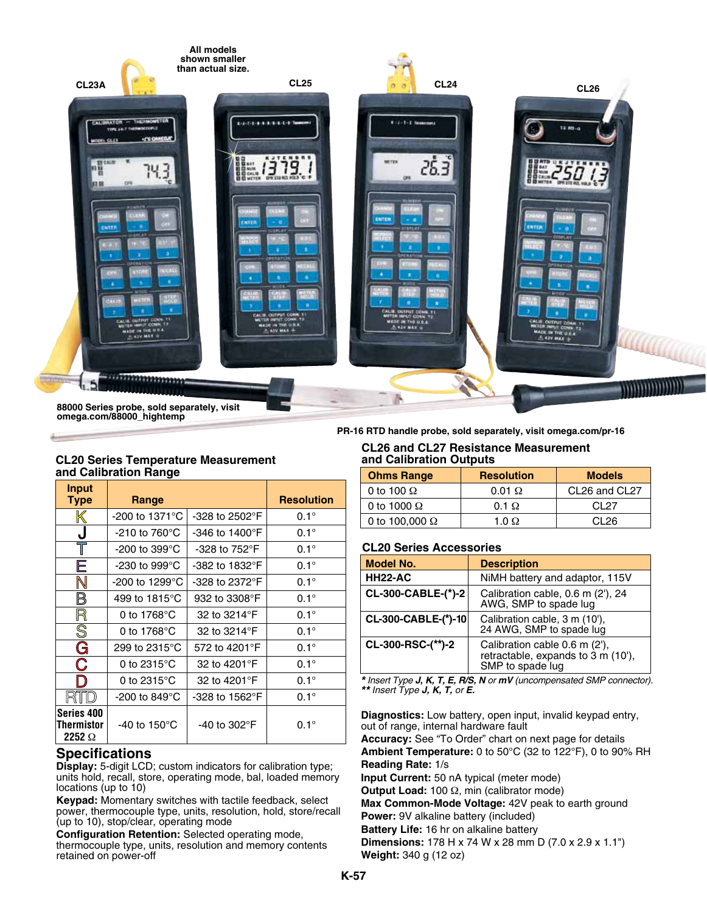All models shown smaller than actual size.

CL23A

CL25

CL24

CL26

88000 Series probe, sold separately, visit omega.com/88000_hightemp

PR-16 RTD handle probe, sold separately, visit omega.com/pr-16

### CL20 Series Temperature Measurement and Calibration Range

| Input Type | Range | | Resolution |
|---|---|---|---|
| K | -200 to 1371°C | -328 to 2502°F | 0.1° |
| J | -210 to 760°C | -346 to 1400°F | 0.1° |
| T | -200 to 399°C | -328 to 752°F | 0.1° |
| E | -230 to 999°C | -382 to 1832°F | 0.1° |
| N | -200 to 1299°C | -328 to 2372°F | 0.1° |
| B | 499 to 1815°C | 932 to 3308°F | 0.1° |
| R | 0 to 1768°C | 32 to 3214°F | 0.1° |
| S | 0 to 1768°C | 32 to 3214°F | 0.1° |
| G | 299 to 2315°C | 572 to 4201°F | 0.1° |
| C | 0 to 2315°C | 32 to 4201°F | 0.1° |
| D | 0 to 2315°C | 32 to 4201°F | 0.1° |
| RTD | -200 to 849°C | -328 to 1562°F | 0.1° |
| Series 400 Thermistor 2252 Ω | -40 to 150°C | -40 to 302°F | 0.1° |

### CL26 and CL27 Resistance Measurement and Calibration Outputs

| Ohms Range | Resolution | Models |
|---|---|---|
| 0 to 100 Ω | 0.01 Ω | CL26 and CL27 |
| 0 to 1000 Ω | 0.1 Ω | CL27 |
| 0 to 100,000 Ω | 1.0 Ω | CL26 |

### CL20 Series Accessories

| Model No. | Description |
|---|---|
| **HH22-AC** | NiMH battery and adaptor, 115V |
| **CL-300-CABLE-(*)-2** | Calibration cable, 0.6 m (2'), 24 AWG, SMP to spade lug |
| **CL-300-CABLE-(*)-10** | Calibration cable, 3 m (10'), 24 AWG, SMP to spade lug |
| **CL-300-RSC-(**)-2** | Calibration cable 0.6 m (2'), retractable, expands to 3 m (10'), SMP to spade lug |

*\* Insert Type **J, K, T, E, R/S, N** or **mV** (uncompensated SMP connector).*
*\*\* Insert Type **J, K, T,** or **E.***

## Specifications

**Display:** 5-digit LCD; custom indicators for calibration type; units hold, recall, store, operating mode, bal, loaded memory locations (up to 10)

**Keypad:** Momentary switches with tactile feedback, select power, thermocouple type, units, resolution, hold, store/recall (up to 10), stop/clear, operating mode

**Configuration Retention:** Selected operating mode, thermocouple type, units, resolution and memory contents retained on power-off

**Diagnostics:** Low battery, open input, invalid keypad entry, out of range, internal hardware fault

**Accuracy:** See "To Order" chart on next page for details

**Ambient Temperature:** 0 to 50°C (32 to 122°F), 0 to 90% RH

**Reading Rate:** 1/s

**Input Current:** 50 nA typical (meter mode)

**Output Load:** 100 Ω, min (calibrator mode)

**Max Common-Mode Voltage:** 42V peak to earth ground

**Power:** 9V alkaline battery (included)

**Battery Life:** 16 hr on alkaline battery

**Dimensions:** 178 H x 74 W x 28 mm D (7.0 x 2.9 x 1.1")

**Weight:** 340 g (12 oz)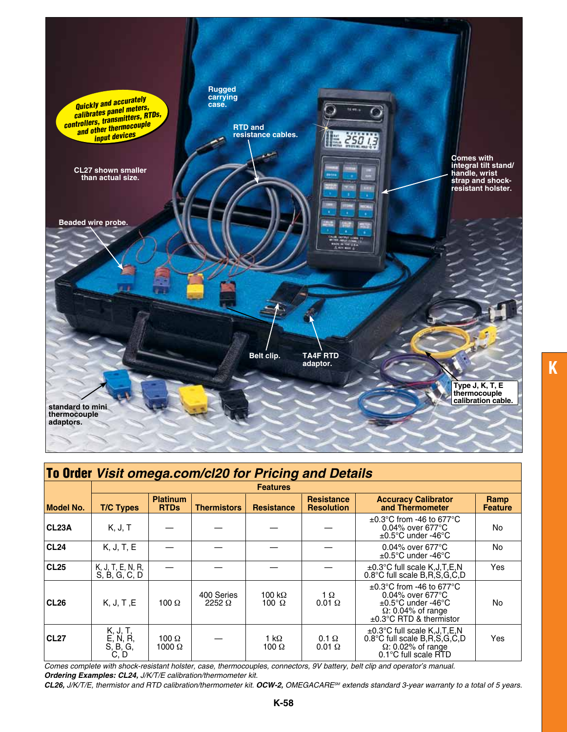Quickly and accurately calibrates panel meters, controllers, transmitters, RTDs, and other thermocouple input devices

CL27 shown smaller than actual size.

Rugged carrying case.

RTD and resistance cables.

Comes with integral tilt stand/ handle, wrist strap and shock-resistant holster.

Beaded wire probe.

Belt clip.

TA4F RTD adaptor.

Type J, K, T, E thermocouple calibration cable.

standard to mini thermocouple adaptors.

## To Order *Visit omega.com/cl20 for Pricing and Details*

| | Features | | | | | | |
|---|---|---|---|---|---|---|---|
| **Model No.** | **T/C Types** | **Platinum RTDs** | **Thermistors** | **Resistance** | **Resistance Resolution** | **Accuracy Calibrator and Thermometer** | **Ramp Feature** |
| **CL23A** | K, J, T | — | — | — | — | ±0.3°C from -46 to 677°C<br>0.04% over 677°C<br>±0.5°C under -46°C | No |
| **CL24** | K, J, T, E | — | — | — | — | 0.04% over 677°C<br>±0.5°C under -46°C | No |
| **CL25** | K, J, T, E, N, R, S, B, G, C, D | — | — | — | — | ±0.3°C full scale K,J,T,E,N<br>0.8°C full scale B,R,S,G,C,D | Yes |
| **CL26** | K, J, T ,E | 100 Ω | 400 Series 2252 Ω | 100 kΩ<br>100 Ω | 1 Ω<br>0.01 Ω | ±0.3°C from -46 to 677°C<br>0.04% over 677°C<br>±0.5°C under -46°C<br>Ω: 0.04% of range<br>±0.3°C RTD & thermistor | No |
| **CL27** | K, J, T, E, N, R, S, B, G, C, D | 100 Ω<br>1000 Ω | — | 1 kΩ<br>100 Ω | 0.1 Ω<br>0.01 Ω | ±0.3°C full scale K,J,T,E,N<br>0.8°C full scale B,R,S,G,C,D<br>Ω: 0.02% of range<br>0.1°C full scale RTD | Yes |

*Comes complete with shock-resistant holster, case, thermocouples, connectors, 9V battery, belt clip and operator's manual.*

***Ordering Examples: CL24,** J/K/T/E calibration/thermometer kit.*

***CL26,** J/K/T/E, thermistor and RTD calibration/thermometer kit. **OCW-2,** OMEGACARE[SM] extends standard 3-year warranty to a total of 5 years.*